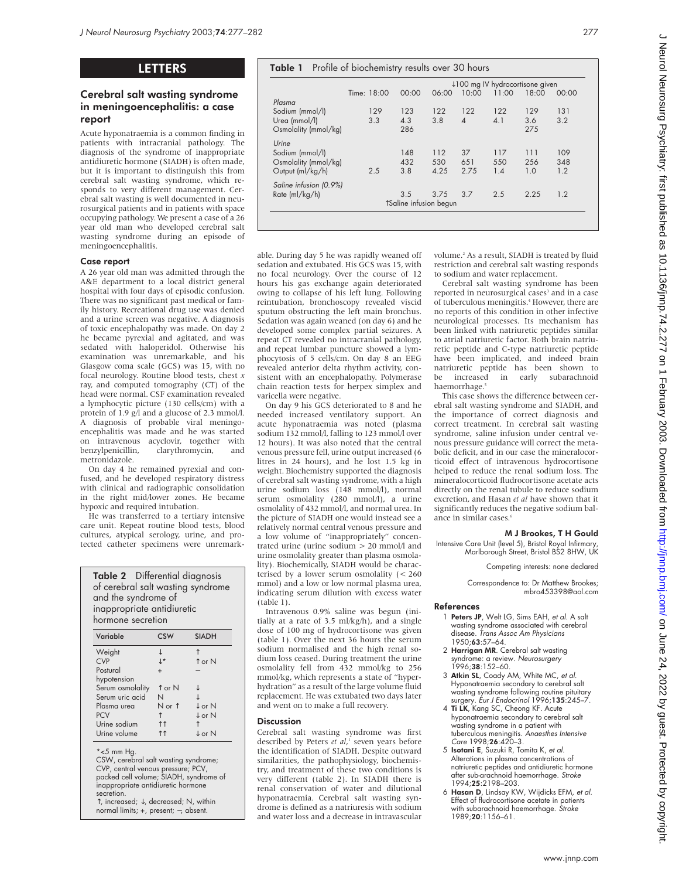# LETTERS

## Cerebral salt wasting syndrome in meningoencephalitis: a case report

Acute hyponatraemia is a common finding in patients with intracranial pathology. The diagnosis of the syndrome of inappropriate antidiuretic hormone (SIADH) is often made, but it is important to distinguish this from cerebral salt wasting syndrome, which responds to very different management. Cerebral salt wasting is well documented in neurosurgical patients and in patients with space occupying pathology. We present a case of a 26 year old man who developed cerebral salt wasting syndrome during an episode of meningoencephalitis.

### Case report

A 26 year old man was admitted through the A&E department to a local district general hospital with four days of episodic confusion. There was no significant past medical or family history. Recreational drug use was denied and a urine screen was negative. A diagnosis of toxic encephalopathy was made. On day 2 he became pyrexial and agitated, and was sedated with haloperidol. Otherwise his examination was unremarkable, and his Glasgow coma scale (GCS) was 15, with no focal neurology. Routine blood tests, chest *x* ray, and computed tomography (CT) of the head were normal. CSF examination revealed a lymphocytic picture (130 cells/cm) with a protein of 1.9 g/l and a glucose of 2.3 mmol/l. A diagnosis of probable viral meningoencephalitis was made and he was started on intravenous acyclovir, together with benzylpenicillin, clarythromycin, and metronidazole.

On day 4 he remained pyrexial and confused, and he developed respiratory distress with clinical and radiographic consolidation in the right mid/lower zones. He became hypoxic and required intubation.

He was transferred to a tertiary intensive care unit. Repeat routine blood tests, blood cultures, atypical serology, urine, and protected catheter specimens were unremarkable. During day 5 he was rapidly weaned off sedation and extubated. His GCS was 15, with no focal neurology. Over the course of 12 hours his gas exchange again deteriorated owing to collapse of his left lung. Following reintubation, bronchoscopy revealed viscid sputum obstructing the left main bronchus. Sedation was again weaned (on day 6) and he developed some complex partial seizures. A repeat CT revealed no intracranial pathology, and repeat lumbar puncture showed a lymphocytosis of 5 cells/cm. On day 8 an EEG revealed anterior delta rhythm activity, consistent with an encephalopathy. Polymerase chain reaction tests for herpex simplex and varicella were negative.

On day 9 his GCS deteriorated to 8 and he needed increased ventilatory support. An acute hyponatraemia was noted (plasma sodium 132 mmol/l, falling to 123 mmol/l over 12 hours). It was also noted that the central venous pressure fell, urine output increased (6 litres in 24 hours), and he lost 1.5 kg in weight. Biochemistry supported the diagnosis of cerebral salt wasting syndrome, with a high urine sodium loss (148 mmol/l), normal serum osmolality (280 mmol/l), a urine osmolality of 432 mmol/l, and normal urea. In the picture of SIADH one would instead see a relatively normal central venous pressure and a low volume of "inappropriately" concentrated urine (urine sodium > 20 mmol/l and urine osmolality greater than plasma osmolality). Biochemically, SIADH would be characterised by a lower serum osmolality (< 260 mmol) and a low or low normal plasma urea, indicating serum dilution with excess water (table 1).

**Table 1** Profile of biochemistry results over 30 hours

| | Time: 18:00 | 00:00 | 06:00 | 10:00 | 11:00 | 18:00 | 00:00 |
|---|---|---|---|---|---|---|---|
| | | | | | ↓100 mg IV hydrocortisone given | | |
| *Plasma* | | | | | | | |
| Sodium (mmol/l) | 129 | 123 | 122 | 122 | 122 | 129 | 131 |
| Urea (mmol/l) | 3.3 | 4.3 | 3.8 | 4 | 4.1 | 3.6 | 3.2 |
| Osmolality (mmol/kg) | | 286 | | | | 275 | |
| *Urine* | | | | | | | |
| Sodium (mmol/l) | | 148 | 112 | 37 | 117 | 111 | 109 |
| Osmolality (mmol/kg) | | 432 | 530 | 651 | 550 | 256 | 348 |
| Output (ml/kg/h) | 2.5 | 3.8 | 4.25 | 2.75 | 1.4 | 1.0 | 1.2 |
| *Saline infusion (0.9%)* | | | | | | | |
| Rate (ml/kg/h) | | 3.5 | 3.75 | 3.7 | 2.5 | 2.25 | 1.2 |
| | | ↑Saline infusion begun | | | | | |

Intravenous 0.9% saline was begun (initially at a rate of 3.5 ml/kg/h), and a single dose of 100 mg of hydrocortisone was given (table 1). Over the next 36 hours the serum sodium normalised and the high renal sodium loss ceased. During treatment the urine osmolality fell from 432 mmol/kg to 256 mmol/kg, which represents a state of "hyperhydration" as a result of the large volume fluid replacement. He was extubated two days later and went on to make a full recovery.

### Discussion

Cerebral salt wasting syndrome was first described by Peters *et al*,[1] seven years before the identification of SIADH. Despite outward similarities, the pathophysiology, biochemistry, and treatment of these two conditions is very different (table 2). In SIADH there is renal conservation of water and dilutional hyponatraemia. Cerebral salt wasting syndrome is defined as a natriuresis with sodium and water loss and a decrease in intravascular volume.[2] As a result, SIADH is treated by fluid restriction and cerebral salt wasting responds to sodium and water replacement.

**Table 2** Differential diagnosis of cerebral salt wasting syndrome and the syndrome of inappropriate antidiuretic hormone secretion

| Variable | CSW | SIADH |
|---|---|---|
| Weight | ↓ | ↑ |
| CVP | ↓* | ↑ or N |
| Postural hypotension | + | – |
| Serum osmolality | ↑ or N | ↓ |
| Serum uric acid | N | ↓ |
| Plasma urea | N or ↑ | ↓ or N |
| PCV | ↑ | ↓ or N |
| Urine sodium | ↑↑ | ↑ |
| Urine volume | ↑↑ | ↓ or N |

*<5 mm Hg.
CSW, cerebral salt wasting syndrome; CVP, central venous pressure; PCV, packed cell volume; SIADH, syndrome of inappropriate antidiuretic hormone secretion.
↑, increased; ↓, decreased; N, within normal limits; +, present; –, absent.

Cerebral salt wasting syndrome has been reported in neurosurgical cases[3] and in a case of tuberculous meningitis.[4] However, there are no reports of this condition in other infective neurological processes. Its mechanism has been linked with natriuretic peptides similar to atrial natriuretic factor. Both brain natriuretic peptide and C-type natriuretic peptide have been implicated, and indeed brain natriuretic peptide has been shown to be increased in early subarachnoid haemorrhage.[5]

This case shows the difference between cerebral salt wasting syndrome and SIADH, and the importance of correct diagnosis and correct treatment. In cerebral salt wasting syndrome, saline infusion under central venous pressure guidance will correct the metabolic deficit, and in our case the mineralocorticoid effect of intravenous hydrocortisone helped to reduce the renal sodium loss. The mineralocorticoid fludrocortisone acetate acts directly on the renal tubule to reduce sodium excretion, and Hasan *et al* have shown that it significantly reduces the negative sodium balance in similar cases.[6]

**M J Brookes, T H Gould**
Intensive Care Unit (level 5), Bristol Royal Infirmary, Marlborough Street, Bristol BS2 8HW, UK

Competing interests: none declared

Correspondence to: Dr Matthew Brookes; mbro453398@aol.com

### References

1. **Peters JP**, Welt LG, Sims EAH, *et al*. A salt wasting syndrome associated with cerebral disease. *Trans Assoc Am Physicians* 1950;**63**:57–64.
2. **Harrigan MR**. Cerebral salt wasting syndrome: a review. *Neurosurgery* 1996;**38**:152–60.
3. **Atkin SL**, Coady AM, White MC, *et al*. Hyponatraemia secondary to cerebral salt wasting syndrome following routine pituitary surgery. *Eur J Endocrinol* 1996;**135**:245–7.
4. **Ti LK**, Kang SC, Cheong KF. Acute hyponatraemia secondary to cerebral salt wasting syndrome in a patient with tuberculous meningitis. *Anaesthes Intensive Care* 1998;**26**:420–3.
5. **Isotani E**, Suzuki R, Tomita K, *et al*. Alterations in plasma concentrations of natriuretic peptides and antidiuretic hormone after sub-arachnoid haemorrhage. *Stroke* 1994;**25**:2198–203.
6. **Hasan D**, Lindsay KW, Wijdicks EFM, *et al*. Effect of fludrocortisone acetate in patients with subarachnoid haemorrhage. *Stroke* 1989;**20**:1156–61.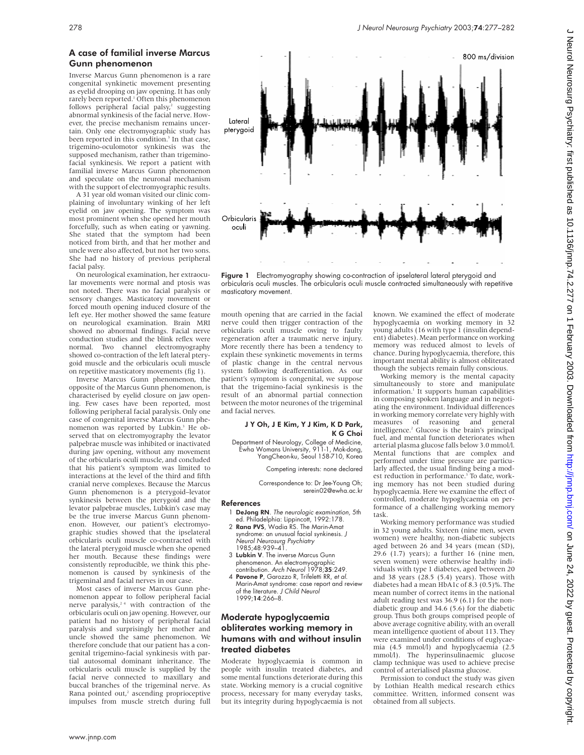## A case of familial inverse Marcus Gunn phenomenon

Inverse Marcus Gunn phenomenon is a rare congenital synkinetic movement presenting as eyelid drooping on jaw opening. It has only rarely been reported.[1] Often this phenomenon follows peripheral facial palsy,[2] suggesting abnormal synkinesis of the facial nerve. However, the precise mechanism remains uncertain. Only one electromyographic study has been reported in this condition.[3] In that case, trigemino-oculomotor synkinesis was the supposed mechanism, rather than trigeminofacial synkinesis. We report a patient with familial inverse Marcus Gunn phenomenon and speculate on the neuronal mechanism with the support of electromyographic results.

A 31 year old woman visited our clinic complaining of involuntary winking of her left eyelid on jaw opening. The symptom was most prominent when she opened her mouth forcefully, such as when eating or yawning. She stated that the symptom had been noticed from birth, and that her mother and uncle were also affected, but not her two sons. She had no history of previous peripheral facial palsy.

On neurological examination, her extraocular movements were normal and ptosis was not noted. There was no facial paralysis or sensory changes. Masticatory movement or forced mouth opening induced closure of the left eye. Her mother showed the same feature on neurological examination. Brain MRI showed no abnormal findings. Facial nerve conduction studies and the blink reflex were normal. Two channel electromyography showed co-contraction of the left lateral pterygoid muscle and the orbicularis oculi muscle on repetitive masticatory movements (fig 1).

800 ms/division

Lateral pterygoid

Orbicularis oculi

**Figure 1** Electromyography showing co-contraction of ipselateral lateral pterygoid and orbicularis oculi muscles. The orbicularis oculi muscle contracted simultaneously with repetitive masticatory movement.

Inverse Marcus Gunn phenomenon, the opposite of the Marcus Gunn phenomenon, is characterised by eyelid closure on jaw opening. Few cases have been reported, most following peripheral facial paralysis. Only one case of congenital inverse Marcus Gunn phenomenon was reported by Lubkin.[3] He observed that on electromyography the levator palpebrae muscle was inhibited or inactivated during jaw opening, without any movement of the orbicularis oculi muscle, and concluded that his patient's symptom was limited to interactions at the level of the third and fifth cranial nerve complexes. Because the Marcus Gunn phenomenon is a pterygoid–levator synkinesis between the pterygoid and the levator palpebrae muscles, Lubkin's case may be the true inverse Marcus Gunn phenomenon. However, our patient's electromyographic studies showed that the ipselateral orbicularis oculi muscle co-contracted with the lateral pterygoid muscle when she opened her mouth. Because these findings were consistently reproducible, we think this phenomenon is caused by synkinesis of the trigeminal and facial nerves in our case.

Most cases of inverse Marcus Gunn phenomenon appear to follow peripheral facial nerve paralysis,[2,4] with contraction of the orbicularis oculi on jaw opening. However, our patient had no history of peripheral facial paralysis and surprisingly her mother and uncle showed the same phenomenon. We therefore conclude that our patient has a congenital trigemino-facial synkinesis with partial autosomal dominant inheritance. The orbicularis oculi muscle is supplied by the facial nerve connected to maxillary and buccal branches of the trigeminal nerve. As Rana pointed out,[2] ascending proprioceptive impulses from muscle stretch during full mouth opening that are carried in the facial nerve could then trigger contraction of the orbicularis oculi muscle owing to faulty regeneration after a traumatic nerve injury. More recently there has been a tendency to explain these synkinetic movements in terms of plastic change in the central nervous system following deafferentiation. As our patient's symptom is congenital, we suppose that the trigemino-facial synkinesis is the result of an abnormal partial connection between the motor neurones of the trigeminal and facial nerves.

**J Y Oh, J E Kim, Y J Kim, K D Park, K G Choi**

Department of Neurology, College of Medicine, Ewha Womans University, 911-1, Mok-dong, YangCheon-ku, Seoul 158-710, Korea

Competing interests: none declared

Correspondence to: Dr Jee-Young Oh; serein02@ewha.ac.kr

### References

1. **DeJong RN**. *The neurologic examination*, 5th ed. Philadelphia: Lippincott, 1992:178.
2. **Rana PVS**, Wadia RS. The Marin-Amat syndrome: an unusual facial synkinesis. *J Neurol Neurosurg Psychiatry* 1985;48:939–41.
3. **Lubkin V**. The inverse Marcus Gunn phenomenon. An electromyographic contribution. *Arch Neurol* 1978;**35**:249.
4. **Pavone P**, Garozzo R, Trifeletti RR, *et al*. Marin-Amat syndrome: case report and review of the literature. *J Child Neurol* 1999;**14**:266–8.

## Moderate hypoglycaemia obliterates working memory in humans with and without insulin treated diabetes

Moderate hypoglycaemia is common in people with insulin treated diabetes, and some mental functions deteriorate during this state. Working memory is a crucial cognitive process, necessary for many everyday tasks, but its integrity during hypoglycaemia is not known. We examined the effect of moderate hypoglycaemia on working memory in 32 young adults (16 with type 1 (insulin dependent) diabetes). Mean performance on working memory was reduced almost to levels of chance. During hypoglycaemia, therefore, this important mental ability is almost obliterated though the subjects remain fully conscious.

Working memory is the mental capacity simultaneously to store and manipulate information.[1] It supports human capabilities in composing spoken language and in negotiating the environment. Individual differences in working memory correlate very highly with measures of reasoning and general intelligence.[2] Glucose is the brain's principal fuel, and mental function deteriorates when arterial plasma glucose falls below 3.0 mmol/l. Mental functions that are complex and performed under time pressure are particularly affected, the usual finding being a modest reduction in performance.[3] To date, working memory has not been studied during hypoglycaemia. Here we examine the effect of controlled, moderate hypoglycaemia on performance of a challenging working memory task.

Working memory performance was studied in 32 young adults. Sixteen (nine men, seven women) were healthy, non-diabetic subjects aged between 26 and 34 years (mean (SD), 29.6 (1.7) years); a further 16 (nine men, seven women) were otherwise healthy individuals with type 1 diabetes, aged between 20 and 38 years (28.5 (5.4) years). Those with diabetes had a mean HbA1c of 8.3 (0.5)%. The mean number of correct items in the national adult reading test was 36.9 (6.1) for the non-diabetic group and 34.6 (5.6) for the diabetic group. Thus both groups comprised people of above average cognitive ability, with an overall mean intelligence quotient of about 113. They were examined under conditions of euglycaemia (4.5 mmol/l) and hypoglycaemia (2.5 mmol/l). The hyperinsulinaemic glucose clamp technique was used to achieve precise control of arterialised plasma glucose.

Permission to conduct the study was given by Lothian Health medical research ethics committee. Written, informed consent was obtained from all subjects.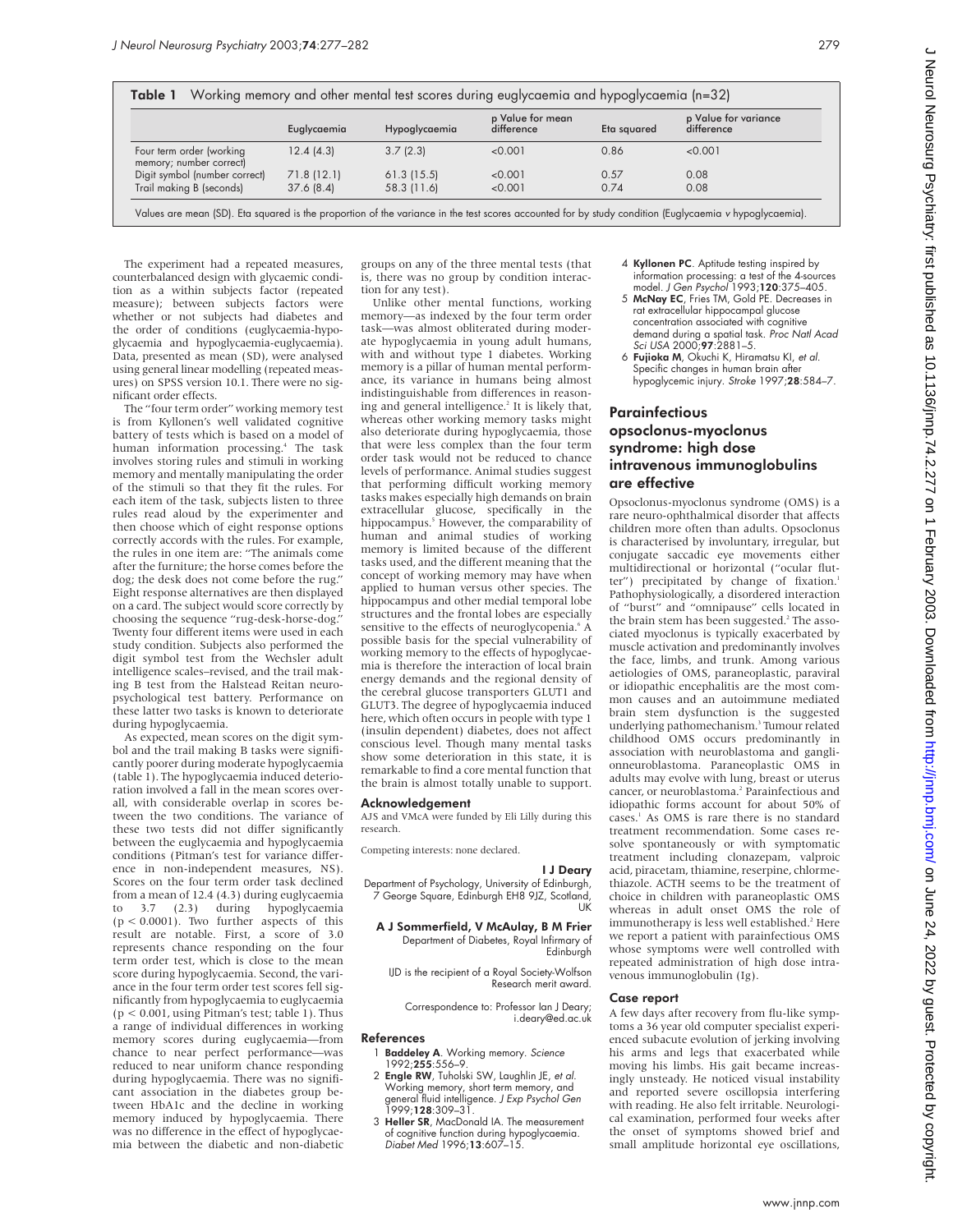**Table 1** Working memory and other mental test scores during euglycaemia and hypoglycaemia (n=32)

| | Euglycaemia | Hypoglycaemia | p Value for mean difference | Eta squared | p Value for variance difference |
|---|---|---|---|---|---|
| Four term order (working memory; number correct) | 12.4 (4.3) | 3.7 (2.3) | <0.001 | 0.86 | <0.001 |
| Digit symbol (number correct) | 71.8 (12.1) | 61.3 (15.5) | <0.001 | 0.57 | 0.08 |
| Trail making B (seconds) | 37.6 (8.4) | 58.3 (11.6) | <0.001 | 0.74 | 0.08 |

Values are mean (SD). Eta squared is the proportion of the variance in the test scores accounted for by study condition (Euglycaemia *v* hypoglycaemia).

The experiment had a repeated measures, counterbalanced design with glycaemic condition as a within subjects factor (repeated measure); between subjects factors were whether or not subjects had diabetes and the order of conditions (euglycaemia-hypoglycaemia and hypoglycaemia-euglycaemia). Data, presented as mean (SD), were analysed using general linear modelling (repeated measures) on SPSS version 10.1. There were no significant order effects.

The "four term order" working memory test is from Kyllonen's well validated cognitive battery of tests which is based on a model of human information processing.[4] The task involves storing rules and stimuli in working memory and mentally manipulating the order of the stimuli so that they fit the rules. For each item of the task, subjects listen to three rules read aloud by the experimenter and then choose which of eight response options correctly accords with the rules. For example, the rules in one item are: "The animals come after the furniture; the horse comes before the dog; the desk does not come before the rug." Eight response alternatives are then displayed on a card. The subject would score correctly by choosing the sequence "rug-desk-horse-dog." Twenty four different items were used in each study condition. Subjects also performed the digit symbol test from the Wechsler adult intelligence scales–revised, and the trail making B test from the Halstead Reitan neuropsychological test battery. Performance on these latter two tasks is known to deteriorate during hypoglycaemia.

As expected, mean scores on the digit symbol and the trail making B tasks were significantly poorer during moderate hypoglycaemia (table 1). The hypoglycaemia induced deterioration involved a fall in the mean scores overall, with considerable overlap in scores between the two conditions. The variance of these two tests did not differ significantly between the euglycaemia and hypoglycaemia conditions (Pitman's test for variance difference in non-independent measures, NS). Scores on the four term order task declined from a mean of 12.4 (4.3) during euglycaemia to 3.7 (2.3) during hypoglycaemia ($p < 0.0001$). Two further aspects of this result are notable. First, a score of 3.0 represents chance responding on the four term order test, which is close to the mean score during hypoglycaemia. Second, the variance in the four term order test scores fell significantly from hypoglycaemia to euglycaemia ($p < 0.001$, using Pitman's test; table 1). Thus a range of individual differences in working memory scores during euglycaemia—from chance to near perfect performance—was reduced to near uniform chance responding during hypoglycaemia. There was no significant association in the diabetes group between HbA1c and the decline in working memory induced by hypoglycaemia. There was no difference in the effect of hypoglycaemia between the diabetic and non-diabetic groups on any of the three mental tests (that is, there was no group by condition interaction for any test).

Unlike other mental functions, working memory—as indexed by the four term order task—was almost obliterated during moderate hypoglycaemia in young adult humans, with and without type 1 diabetes. Working memory is a pillar of human mental performance, its variance in humans being almost indistinguishable from differences in reasoning and general intelligence.[2] It is likely that, whereas other working memory tasks might also deteriorate during hypoglycaemia, those that were less complex than the four term order task would not be reduced to chance levels of performance. Animal studies suggest that performing difficult working memory tasks makes especially high demands on brain extracellular glucose, specifically in the hippocampus.[5] However, the comparability of human and animal studies of working memory is limited because of the different tasks used, and the different meaning that the concept of working memory may have when applied to human versus other species. The hippocampus and other medial temporal lobe structures and the frontal lobes are especially sensitive to the effects of neuroglycopenia.[6] A possible basis for the special vulnerability of working memory to the effects of hypoglycaemia is therefore the interaction of local brain energy demands and the regional density of the cerebral glucose transporters GLUT1 and GLUT3. The degree of hypoglycaemia induced here, which often occurs in people with type 1 (insulin dependent) diabetes, does not affect conscious level. Though many mental tasks show some deterioration in this state, it is remarkable to find a core mental function that the brain is almost totally unable to support.

### Acknowledgement

AJS and VMcA were funded by Eli Lilly during this research.

Competing interests: none declared.

**I J Deary**
Department of Psychology, University of Edinburgh, 7 George Square, Edinburgh EH8 9JZ, Scotland, UK

**A J Sommerfield, V McAulay, B M Frier**
Department of Diabetes, Royal Infirmary of Edinburgh

IJD is the recipient of a Royal Society-Wolfson Research merit award.

Correspondence to: Professor Ian J Deary; i.deary@ed.ac.uk

### References

1. **Baddeley A**. Working memory. *Science* 1992;**255**:556–9.
2. **Engle RW**, Tuholski SW, Laughlin JE, *et al*. Working memory, short term memory, and general fluid intelligence. *J Exp Psychol Gen* 1999;**128**:309–31.
3. **Heller SR**, MacDonald IA. The measurement of cognitive function during hypoglycaemia. *Diabet Med* 1996;**13**:607–15.
4. **Kyllonen PC**. Aptitude testing inspired by information processing: a test of the 4-sources model. *J Gen Psychol* 1993;**120**:375–405.
5. **McNay EC**, Fries TM, Gold PE. Decreases in rat extracellular hippocampal glucose concentration associated with cognitive demand during a spatial task. *Proc Natl Acad Sci USA* 2000;**97**:2881–5.
6. **Fujioka M**, Okuchi K, Hiramatsu KI, *et al*. Specific changes in human brain after hypoglycemic injury. *Stroke* 1997;**28**:584–7.

## Parainfectious opsoclonus-myoclonus syndrome: high dose intravenous immunoglobulins are effective

Opsoclonus-myoclonus syndrome (OMS) is a rare neuro-ophthalmical disorder that affects children more often than adults. Opsoclonus is characterised by involuntary, irregular, but conjugate saccadic eye movements either multidirectional or horizontal ("ocular flutter") precipitated by change of fixation.[1] Pathophysiologically, a disordered interaction of "burst" and "omnipause" cells located in the brain stem has been suggested.[2] The associated myoclonus is typically exacerbated by muscle activation and predominantly involves the face, limbs, and trunk. Among various aetiologies of OMS, paraneoplastic, paraviral or idiopathic encephalitis are the most common causes and an autoimmune mediated brain stem dysfunction is the suggested underlying pathomechanism.[3] Tumour related childhood OMS occurs predominantly in association with neuroblastoma and ganglionneuroblastoma. Paraneoplastic OMS in adults may evolve with lung, breast or uterus cancer, or neuroblastoma.[2] Parainfectious and idiopathic forms account for about 50% of cases.[1] As OMS is rare there is no standard treatment recommendation. Some cases resolve spontaneously or with symptomatic treatment including clonazepam, valproic acid, piracetam, thiamine, reserpine, chlormethiazole. ACTH seems to be the treatment of choice in children with paraneoplastic OMS whereas in adult onset OMS the role of immunotherapy is less well established.[2] Here we report a patient with parainfectious OMS whose symptoms were well controlled with repeated administration of high dose intravenous immunoglobulin (Ig).

### Case report

A few days after recovery from flu-like symptoms a 36 year old computer specialist experienced subacute evolution of jerking involving his arms and legs that exacerbated while moving his limbs. His gait became increasingly unsteady. He noticed visual instability and reported severe oscillopsia interfering with reading. He also felt irritable. Neurological examination, performed four weeks after the onset of symptoms showed brief and small amplitude horizontal eye oscillations,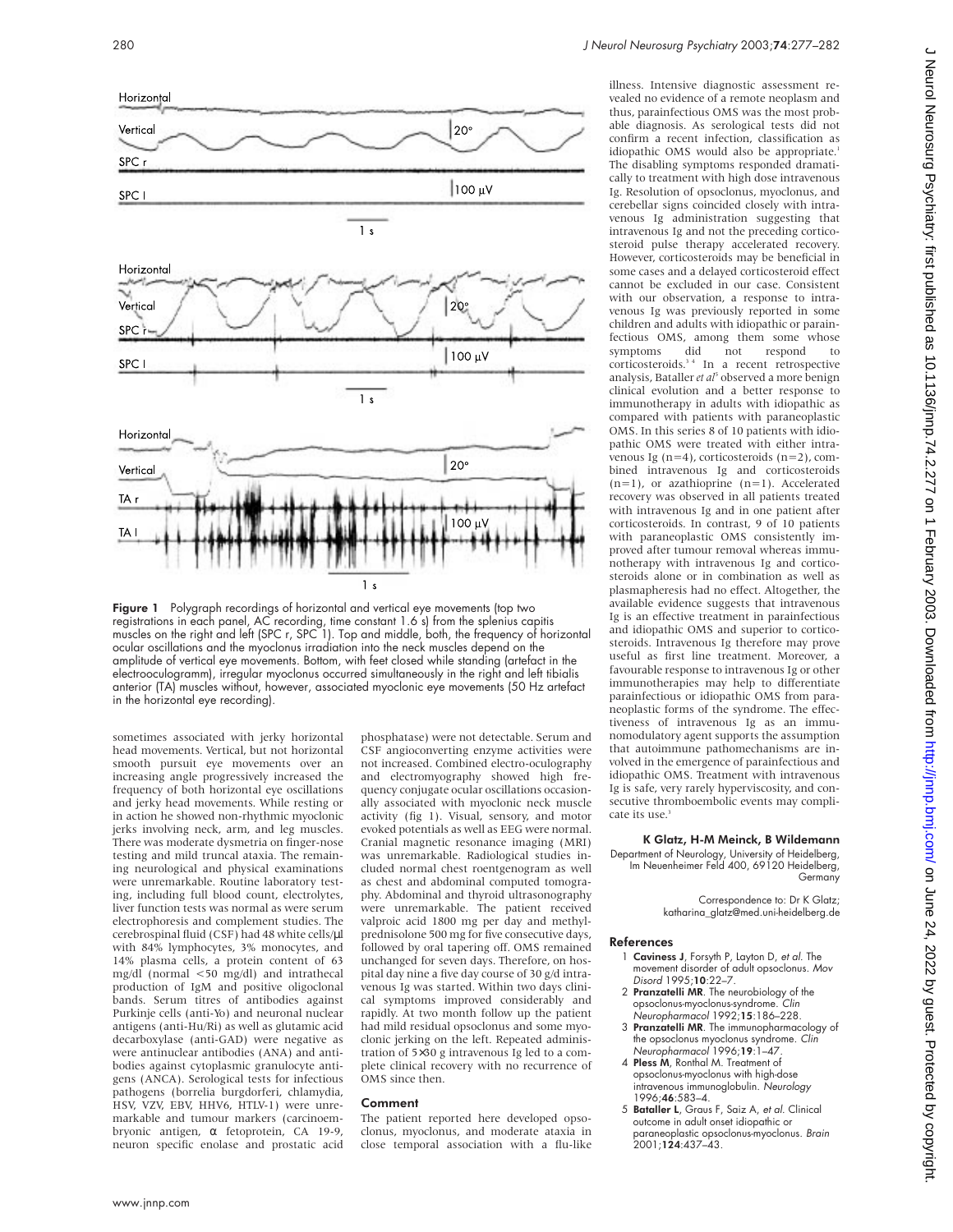**Figure 1** Polygraph recordings of horizontal and vertical eye movements (top two registrations in each panel, AC recording, time constant 1.6 s) from the splenius capitis muscles on the right and left (SPC r, SPC 1). Top and middle, both, the frequency of horizontal ocular oscillations and the myoclonus irradiation into the neck muscles depend on the amplitude of vertical eye movements. Bottom, with feet closed while standing (artefact in the electrooculogramm), irregular myoclonus occurred simultaneously in the right and left tibialis anterior (TA) muscles without, however, associated myoclonic eye movements (50 Hz artefact in the horizontal eye recording).

sometimes associated with jerky horizontal head movements. Vertical, but not horizontal smooth pursuit eye movements over an increasing angle progressively increased the frequency of both horizontal eye oscillations and jerky head movements. While resting or in action he showed non-rhythmic myoclonic jerks involving neck, arm, and leg muscles. There was moderate dysmetria on finger-nose testing and mild truncal ataxia. The remaining neurological and physical examinations were unremarkable. Routine laboratory testing, including full blood count, electrolytes, liver function tests was normal as were serum electrophoresis and complement studies. The cerebrospinal fluid (CSF) had 48 white cells/µl with 84% lymphocytes, 3% monocytes, and 14% plasma cells, a protein content of 63 mg/dl (normal <50 mg/dl) and intrathecal production of IgM and positive oligoclonal bands. Serum titres of antibodies against Purkinje cells (anti-Yo) and neuronal nuclear antigens (anti-Hu/Ri) as well as glutamic acid decarboxylase (anti-GAD) were negative as were antinuclear antibodies (ANA) and antibodies against cytoplasmic granulocyte antigens (ANCA). Serological tests for infectious pathogens (borrelia burgdorferi, chlamydia, HSV, VZV, EBV, HHV6, HTLV-1) were unremarkable and tumour markers (carcinoembryonic antigen, α fetoprotein, CA 19-9, neuron specific enolase and prostatic acid phosphatase) were not detectable. Serum and CSF angioconverting enzyme activities were not increased. Combined electro-oculography and electromyography showed high frequency conjugate ocular oscillations occasionally associated with myoclonic neck muscle activity (fig 1). Visual, sensory, and motor evoked potentials as well as EEG were normal. Cranial magnetic resonance imaging (MRI) was unremarkable. Radiological studies included normal chest roentgenogram as well as chest and abdominal computed tomography. Abdominal and thyroid ultrasonography were unremarkable. The patient received valproic acid 1800 mg per day and methylprednisolone 500 mg for five consecutive days, followed by oral tapering off. OMS remained unchanged for seven days. Therefore, on hospital day nine a five day course of 30 g/d intravenous Ig was started. Within two days clinical symptoms improved considerably and rapidly. At two month follow up the patient had mild residual opsoclonus and some myoclonic jerking on the left. Repeated administration of 5×30 g intravenous Ig led to a complete clinical recovery with no recurrence of OMS since then.

## Comment

The patient reported here developed opsoclonus, myoclonus, and moderate ataxia in close temporal association with a flu-like illness. Intensive diagnostic assessment revealed no evidence of a remote neoplasm and thus, parainfectious OMS was the most probable diagnosis. As serological tests did not confirm a recent infection, classification as idiopathic OMS would also be appropriate.[1] The disabling symptoms responded dramatically to treatment with high dose intravenous Ig. Resolution of opsoclonus, myoclonus, and cerebellar signs coincided closely with intravenous Ig administration suggesting that intravenous Ig and not the preceding corticosteroid pulse therapy accelerated recovery. However, corticosteroids may be beneficial in some cases and a delayed corticosteroid effect cannot be excluded in our case. Consistent with our observation, a response to intravenous Ig was previously reported in some children and adults with idiopathic or parainfectious OMS, among them some whose symptoms did not respond to corticosteroids.[3,4] In a recent retrospective analysis, Bataller *et al*[5] observed a more benign clinical evolution and a better response to immunotherapy in adults with idiopathic as compared with patients with paraneoplastic OMS. In this series 8 of 10 patients with idiopathic OMS were treated with either intravenous Ig (n=4), corticosteroids (n=2), combined intravenous Ig and corticosteroids (n=1), or azathioprine (n=1). Accelerated recovery was observed in all patients treated with intravenous Ig and in one patient after corticosteroids. In contrast, 9 of 10 patients with paraneoplastic OMS consistently improved after tumour removal whereas immunotherapy with intravenous Ig and corticosteroids alone or in combination as well as plasmapheresis had no effect. Altogether, the available evidence suggests that intravenous Ig is an effective treatment in parainfectious and idiopathic OMS and superior to corticosteroids. Intravenous Ig therefore may prove useful as first line treatment. Moreover, a favourable response to intravenous Ig or other immunotherapies may help to differentiate parainfectious or idiopathic OMS from paraneoplastic forms of the syndrome. The effectiveness of intravenous Ig as an immunomodulatory agent supports the assumption that autoimmune pathomechanisms are involved in the emergence of parainfectious and idiopathic OMS. Treatment with intravenous Ig is safe, very rarely hyperviscosity, and consecutive thromboembolic events may complicate its use.[3]

**K Glatz, H-M Meinck, B Wildemann**

Department of Neurology, University of Heidelberg, Im Neuenheimer Feld 400, 69120 Heidelberg, Germany

Correspondence to: Dr K Glatz; katharina_glatz@med.uni-heidelberg.de

## References

1. **Caviness J**, Forsyth P, Layton D, *et al*. The movement disorder of adult opsoclonus. *Mov Disord* 1995;**10**:22–7.
2. **Pranzatelli MR**. The neurobiology of the opsoclonus-myoclonus-syndrome. *Clin Neuropharmacol* 1992;**15**:186–228.
3. **Pranzatelli MR**. The immunopharmacology of the opsoclonus myoclonus syndrome. *Clin Neuropharmacol* 1996;**19**:1–47.
4. **Pless M**, Ronthal M. Treatment of opsoclonus-myoclonus with high-dose intravenous immunoglobulin. *Neurology* 1996;**46**:583–4.
5. **Bataller L**, Graus F, Saiz A, *et al*. Clinical outcome in adult onset idiopathic or paraneoplastic opsoclonus-myoclonus. *Brain* 2001;**124**:437–43.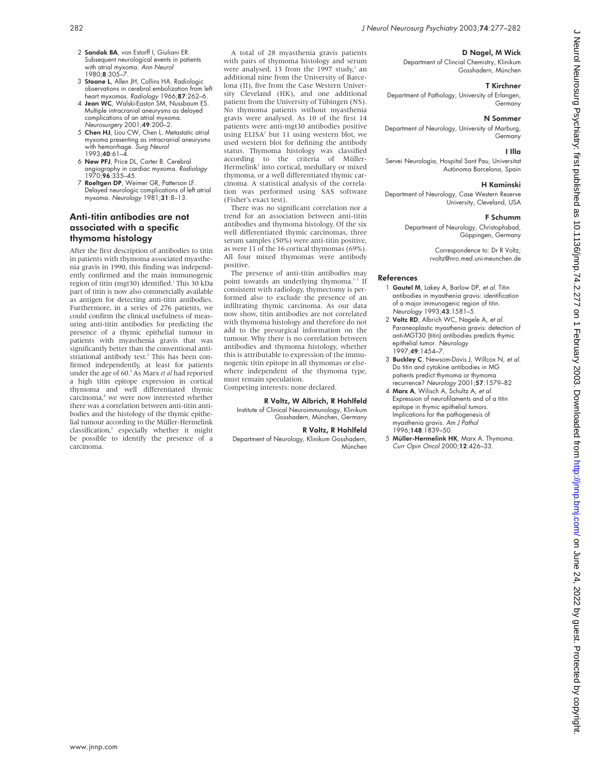2 **Sandok BA**, von Estorff I, Giuliani ER. Subsequent neurological events in patients with atrial myxoma. *Ann Neurol* 1980;**8**:305–7.
3 **Stoane L**, Allen JH, Collins HA. Radiologic observations in cerebral embolization from left heart myxomas. *Radiology* 1966;**87**:262–6.
4 **Jean WC**, Walski-Easton SM, Nussbaum ES. Multiple intracranial aneurysms as delayed complications of an atrial myxoma. *Neurosurgery* 2001;**49**:200–2.
5 **Chen HJ**, Liou CW, Chen L. Metastatic atrial myxoma presenting as intracranial aneurysms with hemorrhage. *Surg Neurol* 1993;**40**:61–4.
6 **New PFJ**, Price DL, Carter B. Cerebral angiography in cardiac myxoma. *Radiology* 1970;**96**:335–45.
7 **Roeltgen DP**, Weimer GR, Patterson LF. Delayed neurologic complications of left atrial myxoma. *Neurology* 1981;**31**:8–13.

## Anti-titin antibodies are not associated with a specific thymoma histology

After the first description of antibodies to titin in patients with thymoma associated myasthenia gravis in 1990, this finding was independently confirmed and the main immunogenic region of titin (mgt30) identified.[1] This 30 kDa part of titin is now also commercially available as antigen for detecting anti-titin antibodies. Furthermore, in a series of 276 patients, we could confirm the clinical usefulness of measuring anti-titin antibodies for predicting the presence of a thymic epithelial tumour in patients with myasthenia gravis that was significantly better than the conventional antistriational antibody test.[2] This has been confirmed independently, at least for patients under the age of 60.[3] As Marx *et al* had reported a high titin epitope expression in cortical thymoma and well differentiated thymic carcinoma,[4] we were now interested whether there was a correlation between anti-titin antibodies and the histology of the thymic epithelial tumour according to the Müller-Hermelink classification,[5] especially whether it might be possible to identify the presence of a carcinoma.

A total of 28 myasthenia gravis patients with pairs of thymoma histology and serum were analysed, 13 from the 1997 study,[2] an additional nine from the University of Barcelona (II), five from the Case Western University Cleveland (HK), and one additional patient from the University of Tübingen (NS). No thymoma patients without myasthenia gravis were analysed. As 10 of the first 14 patients were anti-mgt30 antibodies positive using ELISA[2] but 11 using western blot, we used western blot for defining the antibody status. Thymoma histology was classified according to the criteria of Müller-Hermelink[5] into cortical, medullary or mixed thymoma, or a well differentiated thymic carcinoma. A statistical analysis of the correlation was performed using SAS software (Fisher's exact test).

There was no significant correlation nor a trend for an association between anti-titin antibodies and thymoma histology. Of the six well differentiated thymic carcinomas, three serum samples (50%) were anti-titin positive, as were 11 of the 16 cortical thymomas (69%). All four mixed thymomas were antibody positive.

The presence of anti-titin antibodies may point towards an underlying thymoma.[1–3] If consistent with radiology, thymectomy is performed also to exclude the presence of an infiltrating thymic carcinoma. As our data now show, titin antibodies are not correlated with thymoma histology and therefore do not add to the presurgical information on the tumour. Why there is no correlation between antibodies and thymoma histology, whether this is attributable to expression of the immunogenic titin epitope in all thymomas or elsewhere independent of the thymoma type, must remain speculation.

Competing interests: none declared.

**R Voltz, W Albrich, R Hohlfeld**
Institute of Clinical Neuroimmunology, Klinikum Gosshadern, München, Germany

**R Voltz, R Hohlfeld**
Department of Neurology, Klinikum Gosshadern, München

**D Nagel, M Wick**
Department of Clincial Chemistry, Klinikum Gosshadern, München

**T Kirchner**
Department of Pathology, University of Erlangen, Germany

**N Sommer**
Department of Neurology, University of Marburg, Germany

**I Illa**
Servei Neurologia, Hospital Sant Pau, Universitat Autònoma Barcelona, Spain

**H Kaminski**
Department of Neurology, Case Western Reserve University, Cleveland, USA

**F Schumm**
Department of Neurology, Christophsbad, Göppingen, Germany

Correspondence to: Dr R Voltz; rvoltz@nro.med.uni-meunchen.de

### References

1 **Gautel M**, Lakey A, Barlow DP, *et al*. Titin antibodies in myasthenia gravis: identification of a major immunogenic region of titin. *Neurology* 1993;**43**:1581–5.
2 **Voltz RD**, Albrich WC, Nagele A, *et al*. Paraneoplastic myasthenia gravis: detection of anti-MGT30 (titin) antibodies predicts thymic epithelial tumor. *Neurology* 1997;**49**:1454–7.
3 **Buckley C**, Newsom-Davis J, Willcox N, *et al*. Do titin and cytokine antibodies in MG patients predict thymoma or thymoma recurrence? *Neurology* 2001;**57**:1579–82
4 **Marx A**, Wilisch A, Schultz A, *et al*. Expression of neurofilaments and of a titin epitope in thymic epithelial tumors. Implications for the pathogenesis of myasthenia gravis. *Am J Pathol* 1996;**148**:1839–50.
5 **Müller-Hermelink HK**, Marx A. Thymoma. *Curr Opin Oncol* 2000;**12**:426–33.